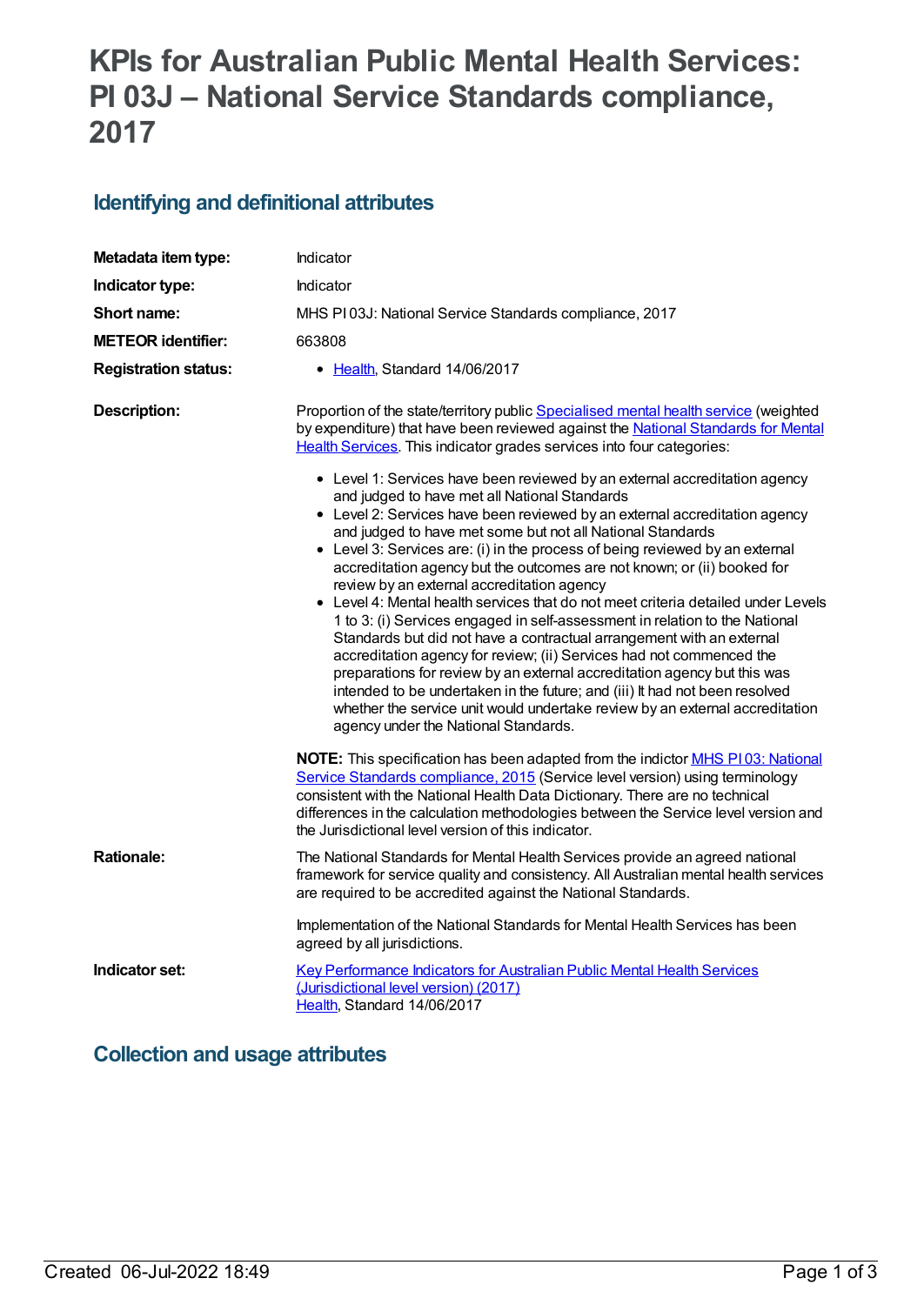# KPIs for Australian Public Mental Health Services: PI 03J – National Service Standards compliance, 2017

## Identifying and definitional attributes

| | |
|---|---|
| **Metadata item type:** | Indicator |
| **Indicator type:** | Indicator |
| **Short name:** | MHS PI 03J: National Service Standards compliance, 2017 |
| **METEOR identifier:** | 663808 |
| **Registration status:** | • Health, Standard 14/06/2017 |

**Description:**

Proportion of the state/territory public Specialised mental health service (weighted by expenditure) that have been reviewed against the National Standards for Mental Health Services. This indicator grades services into four categories:

- Level 1: Services have been reviewed by an external accreditation agency and judged to have met all National Standards
- Level 2: Services have been reviewed by an external accreditation agency and judged to have met some but not all National Standards
- Level 3: Services are: (i) in the process of being reviewed by an external accreditation agency but the outcomes are not known; or (ii) booked for review by an external accreditation agency
- Level 4: Mental health services that do not meet criteria detailed under Levels 1 to 3: (i) Services engaged in self-assessment in relation to the National Standards but did not have a contractual arrangement with an external accreditation agency for review; (ii) Services had not commenced the preparations for review by an external accreditation agency but this was intended to be undertaken in the future; and (iii) It had not been resolved whether the service unit would undertake review by an external accreditation agency under the National Standards.

**NOTE:** This specification has been adapted from the indictor MHS PI 03: National Service Standards compliance, 2015 (Service level version) using terminology consistent with the National Health Data Dictionary. There are no technical differences in the calculation methodologies between the Service level version and the Jurisdictional level version of this indicator.

**Rationale:**

The National Standards for Mental Health Services provide an agreed national framework for service quality and consistency. All Australian mental health services are required to be accredited against the National Standards.

Implementation of the National Standards for Mental Health Services has been agreed by all jurisdictions.

**Indicator set:**

Key Performance Indicators for Australian Public Mental Health Services (Jurisdictional level version) (2017)
Health, Standard 14/06/2017

## Collection and usage attributes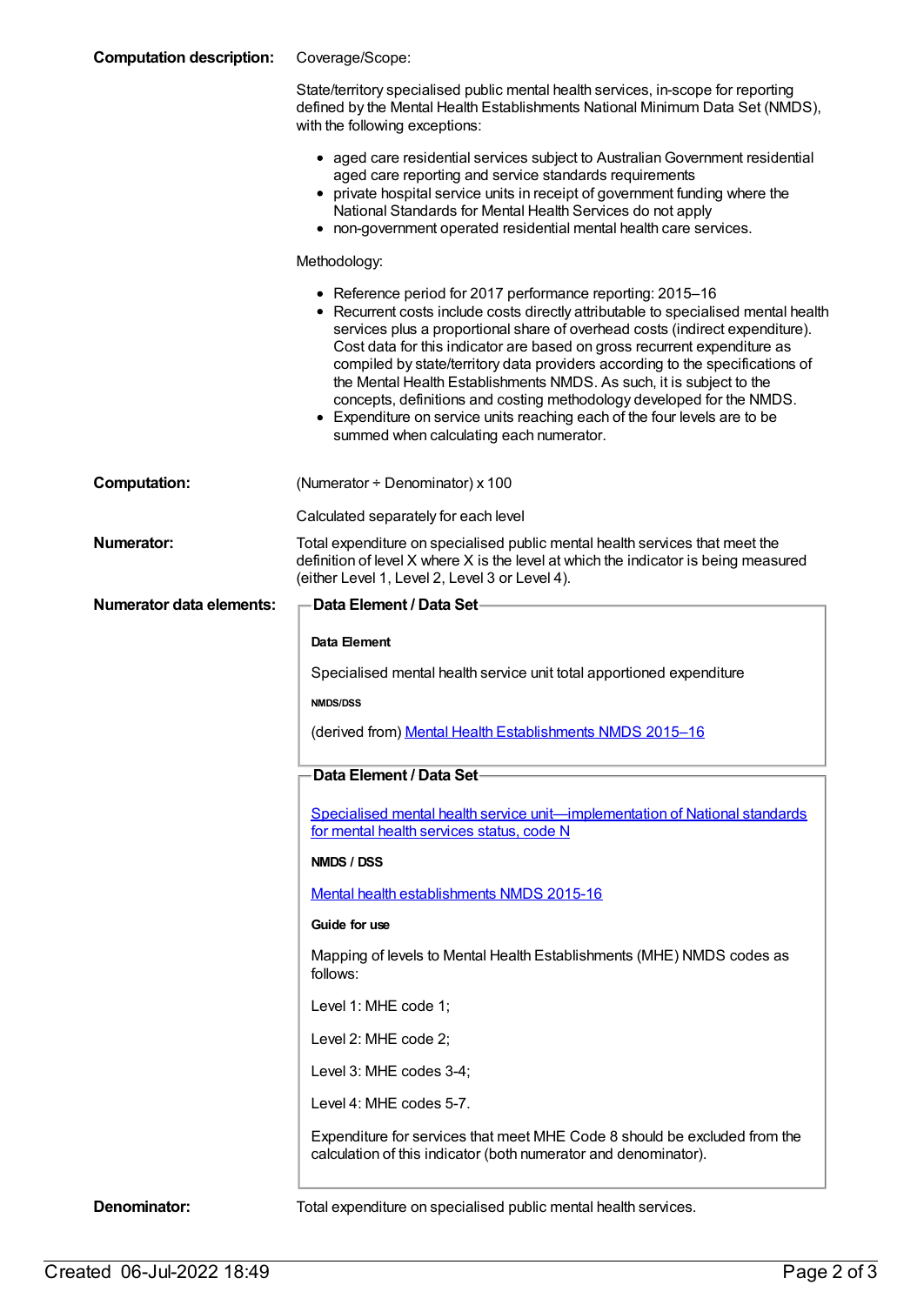**Computation description:** Coverage/Scope:

State/territory specialised public mental health services, in-scope for reporting defined by the Mental Health Establishments National Minimum Data Set (NMDS), with the following exceptions:

- aged care residential services subject to Australian Government residential aged care reporting and service standards requirements
- private hospital service units in receipt of government funding where the National Standards for Mental Health Services do not apply
- non-government operated residential mental health care services.

Methodology:

- Reference period for 2017 performance reporting: 2015–16
- Recurrent costs include costs directly attributable to specialised mental health services plus a proportional share of overhead costs (indirect expenditure). Cost data for this indicator are based on gross recurrent expenditure as compiled by state/territory data providers according to the specifications of the Mental Health Establishments NMDS. As such, it is subject to the concepts, definitions and costing methodology developed for the NMDS.
- Expenditure on service units reaching each of the four levels are to be summed when calculating each numerator.

**Computation:** (Numerator ÷ Denominator) x 100

Calculated separately for each level

**Numerator:** Total expenditure on specialised public mental health services that meet the definition of level X where X is the level at which the indicator is being measured (either Level 1, Level 2, Level 3 or Level 4).

**Numerator data elements:**

**Data Element / Data Set**

**Data Element**

Specialised mental health service unit total apportioned expenditure

**NMDS/DSS**

(derived from) Mental Health Establishments NMDS 2015–16

**Data Element / Data Set**

Specialised mental health service unit—implementation of National standards for mental health services status, code N

**NMDS / DSS**

Mental health establishments NMDS 2015-16

**Guide for use**

Mapping of levels to Mental Health Establishments (MHE) NMDS codes as follows:

Level 1: MHE code 1;

Level 2: MHE code 2;

Level 3: MHE codes 3-4;

Level 4: MHE codes 5-7.

Expenditure for services that meet MHE Code 8 should be excluded from the calculation of this indicator (both numerator and denominator).

**Denominator:** Total expenditure on specialised public mental health services.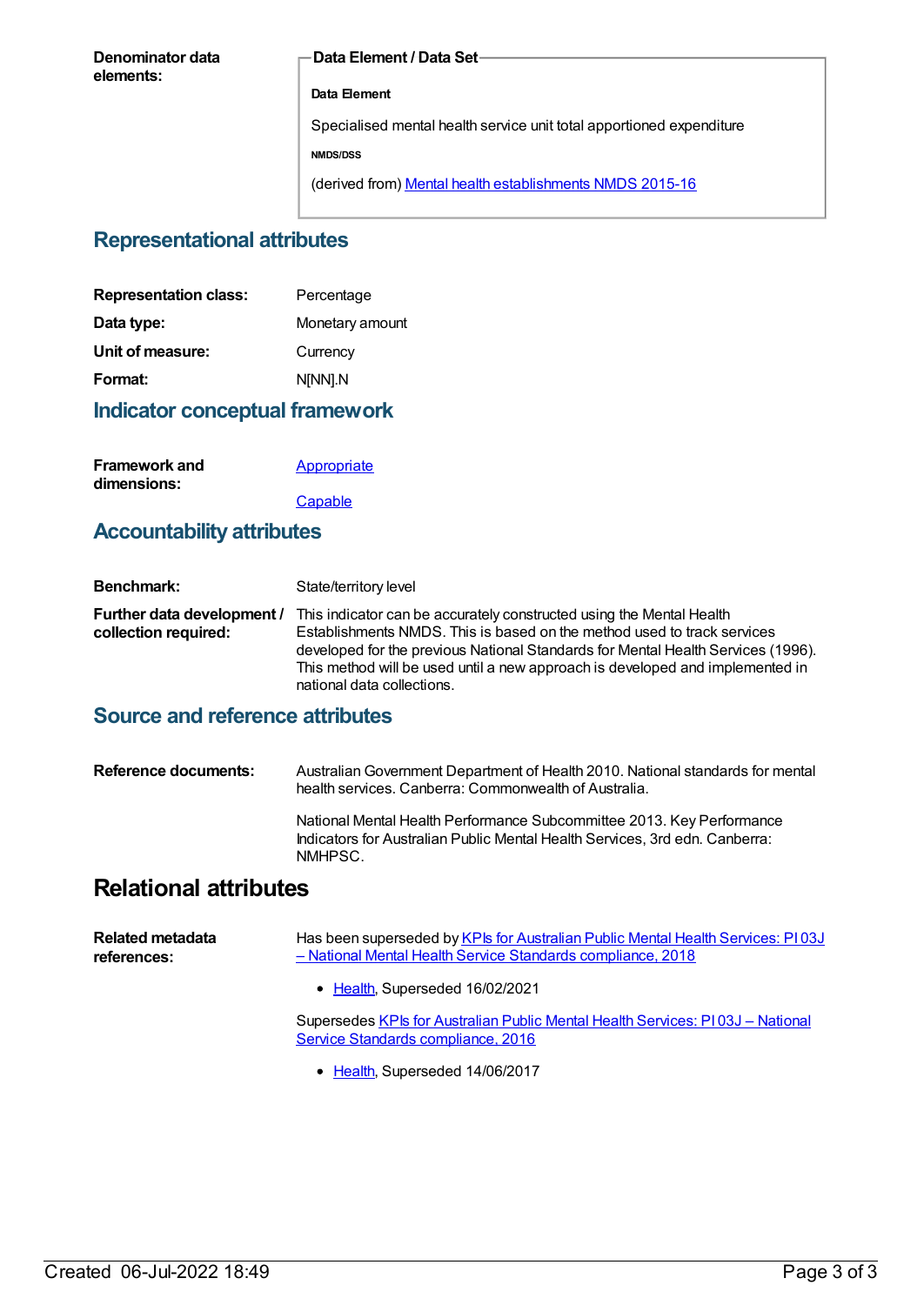**Denominator data elements:**

**Data Element / Data Set**

**Data Element**

Specialised mental health service unit total apportioned expenditure

**NMDS/DSS**

(derived from) Mental health establishments NMDS 2015-16

## Representational attributes

| | |
|---|---|
| **Representation class:** | Percentage |
| **Data type:** | Monetary amount |
| **Unit of measure:** | Currency |
| **Format:** | N[NN].N |

## Indicator conceptual framework

**Framework and dimensions:**

Appropriate

Capable

## Accountability attributes

**Benchmark:** State/territory level

**Further data development / collection required:** This indicator can be accurately constructed using the Mental Health Establishments NMDS. This is based on the method used to track services developed for the previous National Standards for Mental Health Services (1996). This method will be used until a new approach is developed and implemented in national data collections.

## Source and reference attributes

**Reference documents:**

Australian Government Department of Health 2010. National standards for mental health services. Canberra: Commonwealth of Australia.

National Mental Health Performance Subcommittee 2013. Key Performance Indicators for Australian Public Mental Health Services, 3rd edn. Canberra: NMHPSC.

# Relational attributes

**Related metadata references:**

Has been superseded by KPIs for Australian Public Mental Health Services: PI 03J – National Mental Health Service Standards compliance, 2018

- Health, Superseded 16/02/2021

Supersedes KPIs for Australian Public Mental Health Services: PI 03J – National Service Standards compliance, 2016

- Health, Superseded 14/06/2017